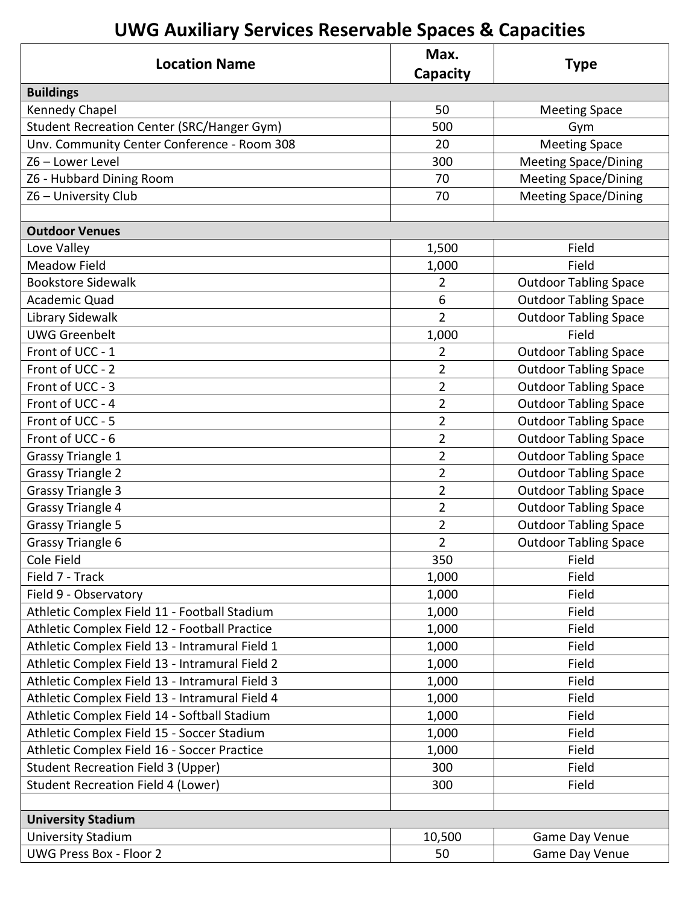# UWG Auxiliary Services Reservable Spaces & Capacities

| Location Name | Max. Capacity | Type |
|---|---|---|
| **Buildings** | | |
| Kennedy Chapel | 50 | Meeting Space |
| Student Recreation Center (SRC/Hanger Gym) | 500 | Gym |
| Unv. Community Center Conference - Room 308 | 20 | Meeting Space |
| Z6 – Lower Level | 300 | Meeting Space/Dining |
| Z6 - Hubbard Dining Room | 70 | Meeting Space/Dining |
| Z6 – University Club | 70 | Meeting Space/Dining |
| | | |
| **Outdoor Venues** | | |
| Love Valley | 1,500 | Field |
| Meadow Field | 1,000 | Field |
| Bookstore Sidewalk | 2 | Outdoor Tabling Space |
| Academic Quad | 6 | Outdoor Tabling Space |
| Library Sidewalk | 2 | Outdoor Tabling Space |
| UWG Greenbelt | 1,000 | Field |
| Front of UCC - 1 | 2 | Outdoor Tabling Space |
| Front of UCC - 2 | 2 | Outdoor Tabling Space |
| Front of UCC - 3 | 2 | Outdoor Tabling Space |
| Front of UCC - 4 | 2 | Outdoor Tabling Space |
| Front of UCC - 5 | 2 | Outdoor Tabling Space |
| Front of UCC - 6 | 2 | Outdoor Tabling Space |
| Grassy Triangle 1 | 2 | Outdoor Tabling Space |
| Grassy Triangle 2 | 2 | Outdoor Tabling Space |
| Grassy Triangle 3 | 2 | Outdoor Tabling Space |
| Grassy Triangle 4 | 2 | Outdoor Tabling Space |
| Grassy Triangle 5 | 2 | Outdoor Tabling Space |
| Grassy Triangle 6 | 2 | Outdoor Tabling Space |
| Cole Field | 350 | Field |
| Field 7 - Track | 1,000 | Field |
| Field 9 - Observatory | 1,000 | Field |
| Athletic Complex Field 11 - Football Stadium | 1,000 | Field |
| Athletic Complex Field 12 - Football Practice | 1,000 | Field |
| Athletic Complex Field 13 - Intramural Field 1 | 1,000 | Field |
| Athletic Complex Field 13 - Intramural Field 2 | 1,000 | Field |
| Athletic Complex Field 13 - Intramural Field 3 | 1,000 | Field |
| Athletic Complex Field 13 - Intramural Field 4 | 1,000 | Field |
| Athletic Complex Field 14 - Softball Stadium | 1,000 | Field |
| Athletic Complex Field 15 - Soccer Stadium | 1,000 | Field |
| Athletic Complex Field 16 - Soccer Practice | 1,000 | Field |
| Student Recreation Field 3 (Upper) | 300 | Field |
| Student Recreation Field 4 (Lower) | 300 | Field |
| | | |
| **University Stadium** | | |
| University Stadium | 10,500 | Game Day Venue |
| UWG Press Box - Floor 2 | 50 | Game Day Venue |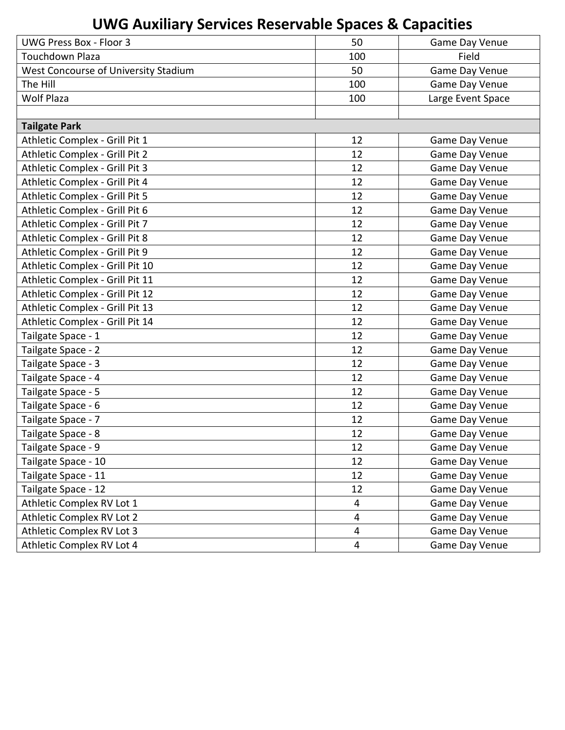# UWG Auxiliary Services Reservable Spaces & Capacities

| | | |
|---|---|---|
| UWG Press Box - Floor 3 | 50 | Game Day Venue |
| Touchdown Plaza | 100 | Field |
| West Concourse of University Stadium | 50 | Game Day Venue |
| The Hill | 100 | Game Day Venue |
| Wolf Plaza | 100 | Large Event Space |
| | | |
| **Tailgate Park** | | |
| Athletic Complex - Grill Pit 1 | 12 | Game Day Venue |
| Athletic Complex - Grill Pit 2 | 12 | Game Day Venue |
| Athletic Complex - Grill Pit 3 | 12 | Game Day Venue |
| Athletic Complex - Grill Pit 4 | 12 | Game Day Venue |
| Athletic Complex - Grill Pit 5 | 12 | Game Day Venue |
| Athletic Complex - Grill Pit 6 | 12 | Game Day Venue |
| Athletic Complex - Grill Pit 7 | 12 | Game Day Venue |
| Athletic Complex - Grill Pit 8 | 12 | Game Day Venue |
| Athletic Complex - Grill Pit 9 | 12 | Game Day Venue |
| Athletic Complex - Grill Pit 10 | 12 | Game Day Venue |
| Athletic Complex - Grill Pit 11 | 12 | Game Day Venue |
| Athletic Complex - Grill Pit 12 | 12 | Game Day Venue |
| Athletic Complex - Grill Pit 13 | 12 | Game Day Venue |
| Athletic Complex - Grill Pit 14 | 12 | Game Day Venue |
| Tailgate Space - 1 | 12 | Game Day Venue |
| Tailgate Space - 2 | 12 | Game Day Venue |
| Tailgate Space - 3 | 12 | Game Day Venue |
| Tailgate Space - 4 | 12 | Game Day Venue |
| Tailgate Space - 5 | 12 | Game Day Venue |
| Tailgate Space - 6 | 12 | Game Day Venue |
| Tailgate Space - 7 | 12 | Game Day Venue |
| Tailgate Space - 8 | 12 | Game Day Venue |
| Tailgate Space - 9 | 12 | Game Day Venue |
| Tailgate Space - 10 | 12 | Game Day Venue |
| Tailgate Space - 11 | 12 | Game Day Venue |
| Tailgate Space - 12 | 12 | Game Day Venue |
| Athletic Complex RV Lot 1 | 4 | Game Day Venue |
| Athletic Complex RV Lot 2 | 4 | Game Day Venue |
| Athletic Complex RV Lot 3 | 4 | Game Day Venue |
| Athletic Complex RV Lot 4 | 4 | Game Day Venue |